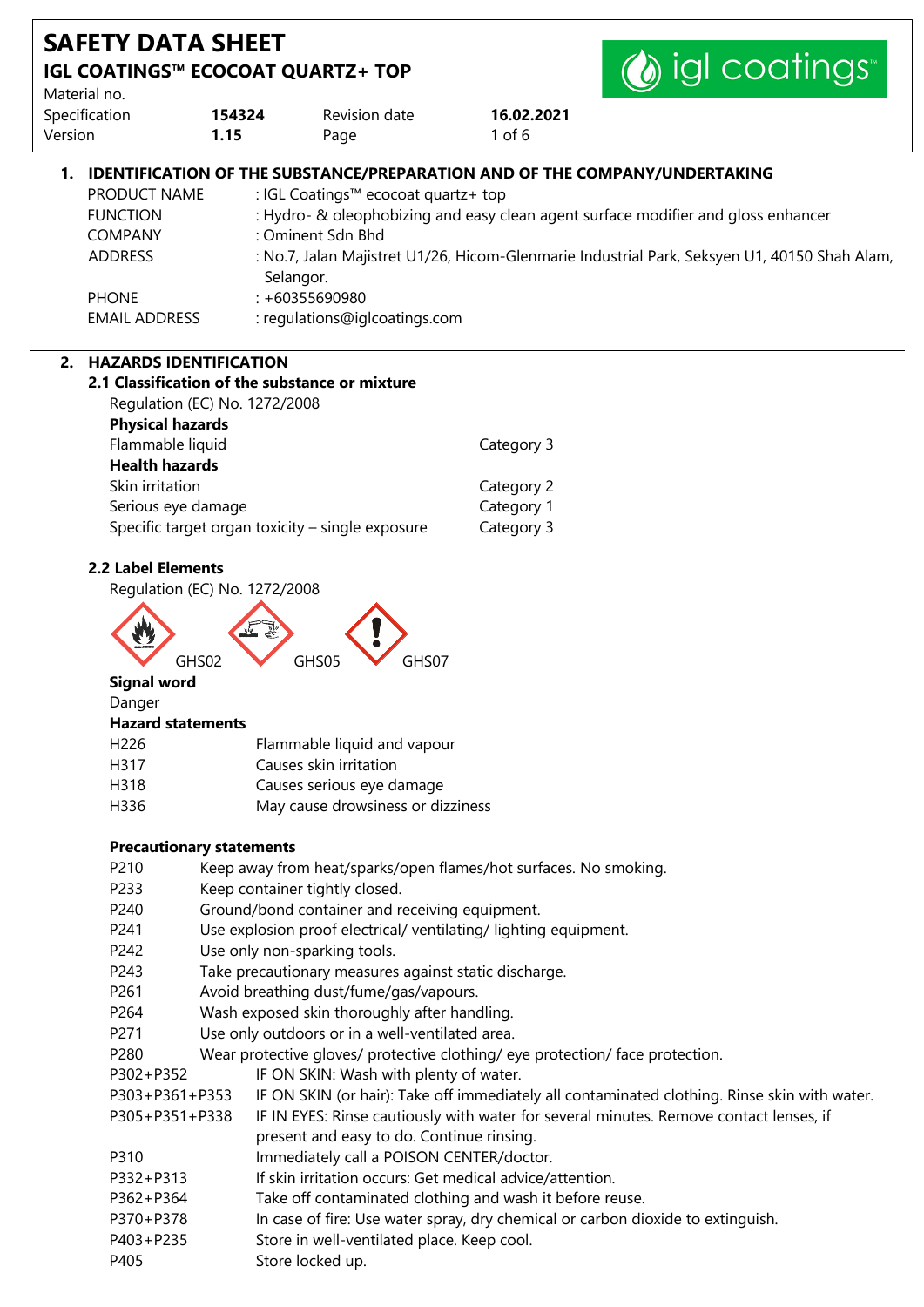# SAFETY DATA SHEET

## IGL COATINGS™ ECOCOAT QUARTZ+ TOP

| | | | |
|---|---|---|---|
| Material no. | | | |
| Specification | **154324** | Revision date | **16.02.2021** |
| Version | **1.15** | Page | 1 of 6 |

## 1. IDENTIFICATION OF THE SUBSTANCE/PREPARATION AND OF THE COMPANY/UNDERTAKING

| | |
|---|---|
| PRODUCT NAME | : IGL Coatings™ ecocoat quartz+ top |
| FUNCTION | : Hydro- & oleophobizing and easy clean agent surface modifier and gloss enhancer |
| COMPANY | : Ominent Sdn Bhd |
| ADDRESS | : No.7, Jalan Majistret U1/26, Hicom-Glenmarie Industrial Park, Seksyen U1, 40150 Shah Alam, Selangor. |
| PHONE | : +60355690980 |
| EMAIL ADDRESS | : regulations@iglcoatings.com |

## 2. HAZARDS IDENTIFICATION

### 2.1 Classification of the substance or mixture

Regulation (EC) No. 1272/2008

**Physical hazards**

| | |
|---|---|
| Flammable liquid | Category 3 |

**Health hazards**

| | |
|---|---|
| Skin irritation | Category 2 |
| Serious eye damage | Category 1 |
| Specific target organ toxicity – single exposure | Category 3 |

### 2.2 Label Elements

Regulation (EC) No. 1272/2008

GHS02 GHS05 GHS07

**Signal word**

Danger

**Hazard statements**

| | |
|---|---|
| H226 | Flammable liquid and vapour |
| H317 | Causes skin irritation |
| H318 | Causes serious eye damage |
| H336 | May cause drowsiness or dizziness |

**Precautionary statements**

| | |
|---|---|
| P210 | Keep away from heat/sparks/open flames/hot surfaces. No smoking. |
| P233 | Keep container tightly closed. |
| P240 | Ground/bond container and receiving equipment. |
| P241 | Use explosion proof electrical/ ventilating/ lighting equipment. |
| P242 | Use only non-sparking tools. |
| P243 | Take precautionary measures against static discharge. |
| P261 | Avoid breathing dust/fume/gas/vapours. |
| P264 | Wash exposed skin thoroughly after handling. |
| P271 | Use only outdoors or in a well-ventilated area. |
| P280 | Wear protective gloves/ protective clothing/ eye protection/ face protection. |
| P302+P352 | IF ON SKIN: Wash with plenty of water. |
| P303+P361+P353 | IF ON SKIN (or hair): Take off immediately all contaminated clothing. Rinse skin with water. |
| P305+P351+P338 | IF IN EYES: Rinse cautiously with water for several minutes. Remove contact lenses, if present and easy to do. Continue rinsing. |
| P310 | Immediately call a POISON CENTER/doctor. |
| P332+P313 | If skin irritation occurs: Get medical advice/attention. |
| P362+P364 | Take off contaminated clothing and wash it before reuse. |
| P370+P378 | In case of fire: Use water spray, dry chemical or carbon dioxide to extinguish. |
| P403+P235 | Store in well-ventilated place. Keep cool. |
| P405 | Store locked up. |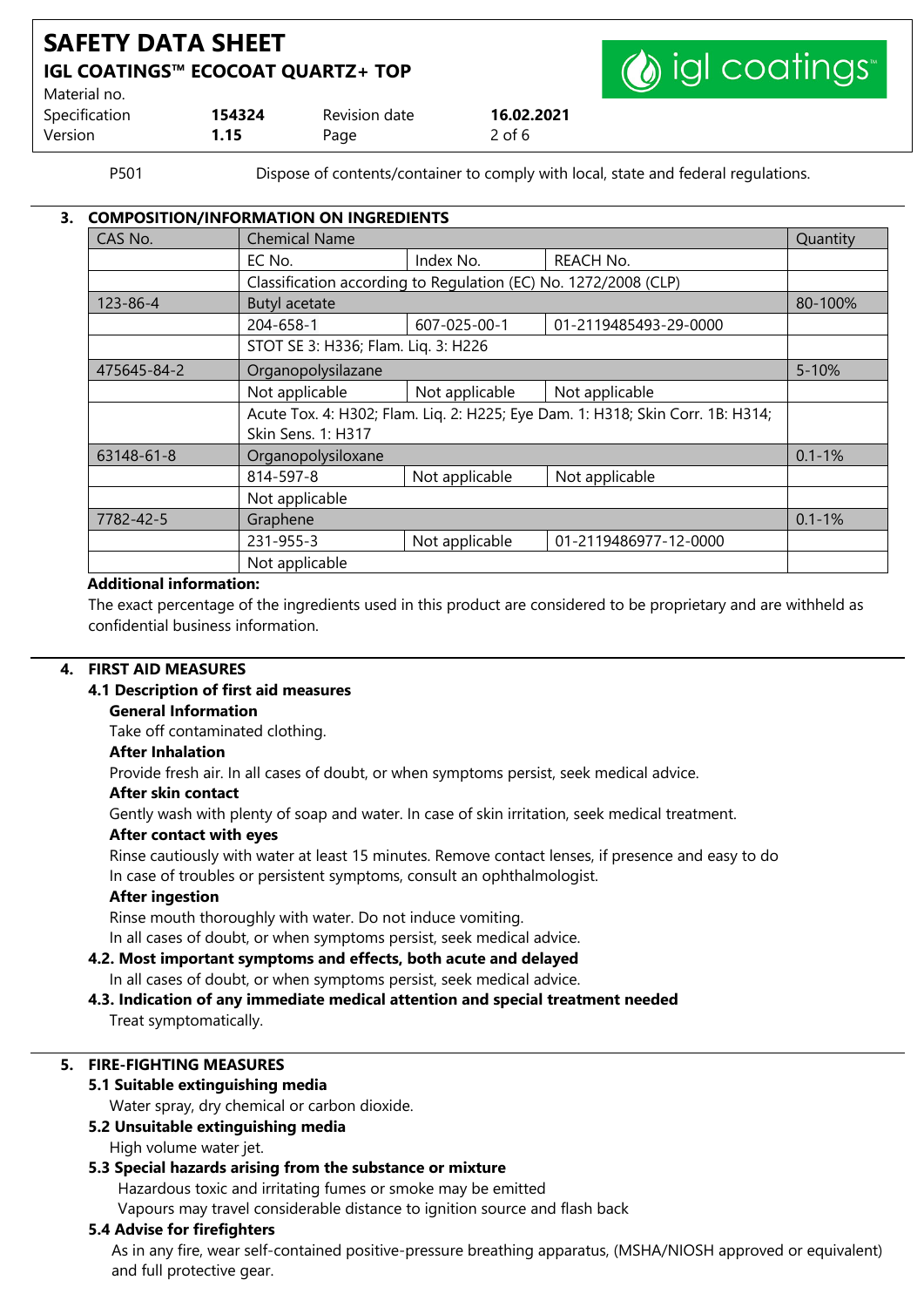P501 Dispose of contents/container to comply with local, state and federal regulations.

## 3. COMPOSITION/INFORMATION ON INGREDIENTS

| CAS No. | Chemical Name | | | Quantity |
|---|---|---|---|---|
| | EC No. | Index No. | REACH No. | |
| | Classification according to Regulation (EC) No. 1272/2008 (CLP) | | | |
| 123-86-4 | Butyl acetate | | | 80-100% |
| | 204-658-1 | 607-025-00-1 | 01-2119485493-29-0000 | |
| | STOT SE 3: H336; Flam. Liq. 3: H226 | | | |
| 475645-84-2 | Organopolysilazane | | | 5-10% |
| | Not applicable | Not applicable | Not applicable | |
| | Acute Tox. 4: H302; Flam. Liq. 2: H225; Eye Dam. 1: H318; Skin Corr. 1B: H314; Skin Sens. 1: H317 | | | |
| 63148-61-8 | Organopolysiloxane | | | 0.1-1% |
| | 814-597-8 | Not applicable | Not applicable | |
| | Not applicable | | | |
| 7782-42-5 | Graphene | | | 0.1-1% |
| | 231-955-3 | Not applicable | 01-2119486977-12-0000 | |
| | Not applicable | | | |

**Additional information:**

The exact percentage of the ingredients used in this product are considered to be proprietary and are withheld as confidential business information.

## 4. FIRST AID MEASURES

### 4.1 Description of first aid measures

**General Information**

Take off contaminated clothing.

**After Inhalation**

Provide fresh air. In all cases of doubt, or when symptoms persist, seek medical advice.

**After skin contact**

Gently wash with plenty of soap and water. In case of skin irritation, seek medical treatment.

**After contact with eyes**

Rinse cautiously with water at least 15 minutes. Remove contact lenses, if presence and easy to do
In case of troubles or persistent symptoms, consult an ophthalmologist.

**After ingestion**

Rinse mouth thoroughly with water. Do not induce vomiting.
In all cases of doubt, or when symptoms persist, seek medical advice.

### 4.2. Most important symptoms and effects, both acute and delayed

In all cases of doubt, or when symptoms persist, seek medical advice.

### 4.3. Indication of any immediate medical attention and special treatment needed

Treat symptomatically.

## 5. FIRE-FIGHTING MEASURES

### 5.1 Suitable extinguishing media

Water spray, dry chemical or carbon dioxide.

### 5.2 Unsuitable extinguishing media

High volume water jet.

### 5.3 Special hazards arising from the substance or mixture

Hazardous toxic and irritating fumes or smoke may be emitted
Vapours may travel considerable distance to ignition source and flash back

### 5.4 Advise for firefighters

As in any fire, wear self-contained positive-pressure breathing apparatus, (MSHA/NIOSH approved or equivalent) and full protective gear.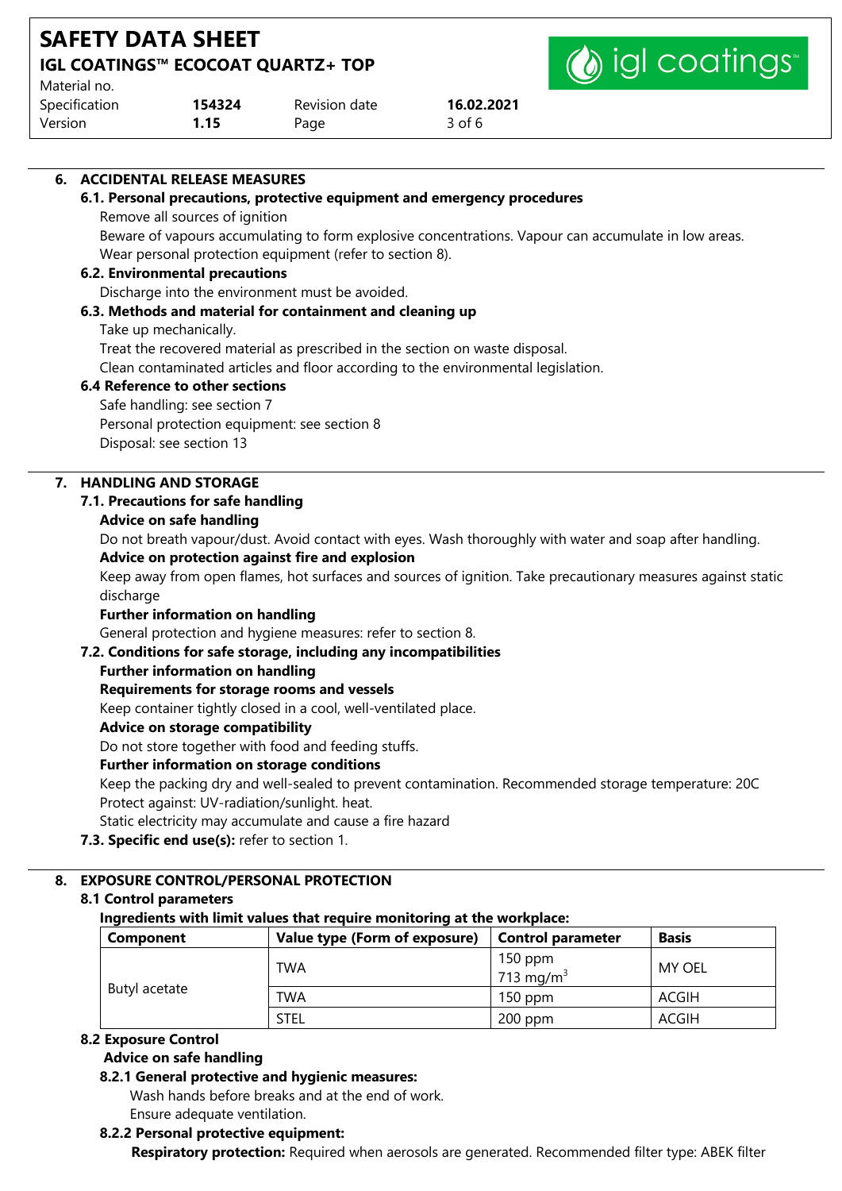## 6. ACCIDENTAL RELEASE MEASURES

### 6.1. Personal precautions, protective equipment and emergency procedures

Remove all sources of ignition

Beware of vapours accumulating to form explosive concentrations. Vapour can accumulate in low areas.

Wear personal protection equipment (refer to section 8).

### 6.2. Environmental precautions

Discharge into the environment must be avoided.

### 6.3. Methods and material for containment and cleaning up

Take up mechanically.

Treat the recovered material as prescribed in the section on waste disposal.

Clean contaminated articles and floor according to the environmental legislation.

### 6.4 Reference to other sections

Safe handling: see section 7

Personal protection equipment: see section 8

Disposal: see section 13

## 7. HANDLING AND STORAGE

### 7.1. Precautions for safe handling

**Advice on safe handling**

Do not breath vapour/dust. Avoid contact with eyes. Wash thoroughly with water and soap after handling.

**Advice on protection against fire and explosion**

Keep away from open flames, hot surfaces and sources of ignition. Take precautionary measures against static discharge

**Further information on handling**

General protection and hygiene measures: refer to section 8.

### 7.2. Conditions for safe storage, including any incompatibilities

**Further information on handling**

**Requirements for storage rooms and vessels**

Keep container tightly closed in a cool, well-ventilated place.

**Advice on storage compatibility**

Do not store together with food and feeding stuffs.

**Further information on storage conditions**

Keep the packing dry and well-sealed to prevent contamination. Recommended storage temperature: 20C

Protect against: UV-radiation/sunlight. heat.

Static electricity may accumulate and cause a fire hazard

### 7.3. Specific end use(s): refer to section 1.

## 8. EXPOSURE CONTROL/PERSONAL PROTECTION

### 8.1 Control parameters

**Ingredients with limit values that require monitoring at the workplace:**

| Component | Value type (Form of exposure) | Control parameter | Basis |
|---|---|---|---|
| Butyl acetate | TWA | 150 ppm<br>713 mg/m$^3$ | MY OEL |
| | TWA | 150 ppm | ACGIH |
| | STEL | 200 ppm | ACGIH |

### 8.2 Exposure Control

**Advice on safe handling**

**8.2.1 General protective and hygienic measures:**

Wash hands before breaks and at the end of work.

Ensure adequate ventilation.

**8.2.2 Personal protective equipment:**

**Respiratory protection:** Required when aerosols are generated. Recommended filter type: ABEK filter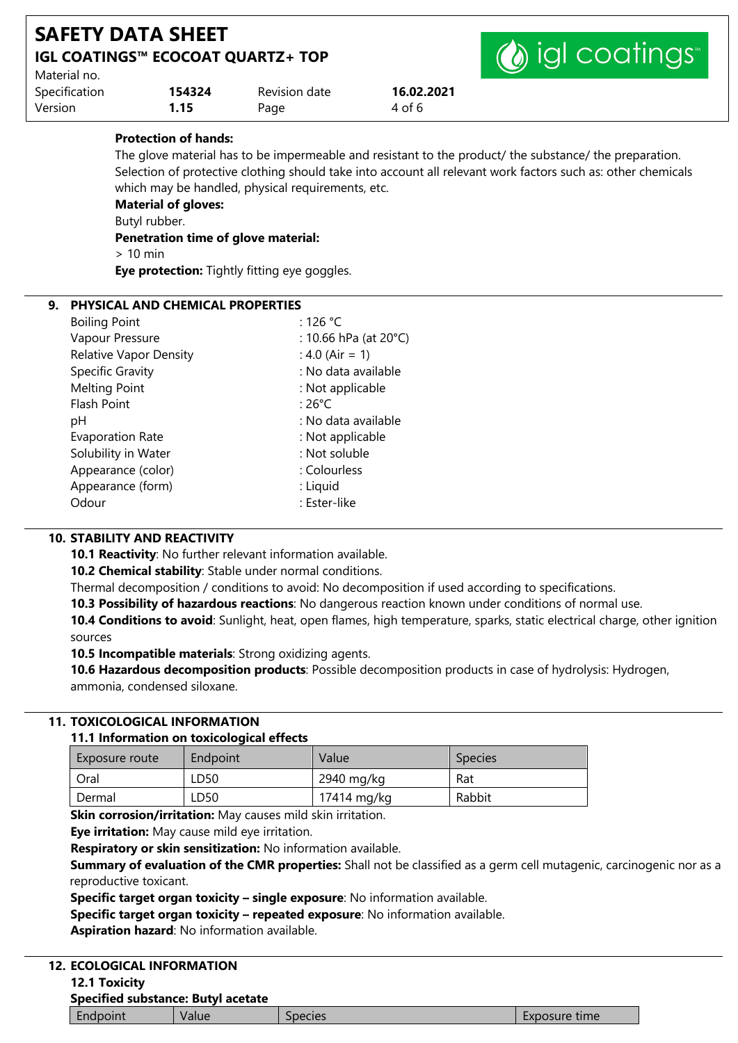**Protection of hands:**

The glove material has to be impermeable and resistant to the product/ the substance/ the preparation. Selection of protective clothing should take into account all relevant work factors such as: other chemicals which may be handled, physical requirements, etc.

**Material of gloves:**

Butyl rubber.

**Penetration time of glove material:**

> 10 min

**Eye protection:** Tightly fitting eye goggles.

## 9. PHYSICAL AND CHEMICAL PROPERTIES

| | |
|---|---|
| Boiling Point | : 126 °C |
| Vapour Pressure | : 10.66 hPa (at 20°C) |
| Relative Vapor Density | : 4.0 (Air = 1) |
| Specific Gravity | : No data available |
| Melting Point | : Not applicable |
| Flash Point | : 26°C |
| pH | : No data available |
| Evaporation Rate | : Not applicable |
| Solubility in Water | : Not soluble |
| Appearance (color) | : Colourless |
| Appearance (form) | : Liquid |
| Odour | : Ester-like |

## 10. STABILITY AND REACTIVITY

**10.1 Reactivity**: No further relevant information available.

**10.2 Chemical stability**: Stable under normal conditions.

Thermal decomposition / conditions to avoid: No decomposition if used according to specifications.

**10.3 Possibility of hazardous reactions**: No dangerous reaction known under conditions of normal use.

**10.4 Conditions to avoid**: Sunlight, heat, open flames, high temperature, sparks, static electrical charge, other ignition sources

**10.5 Incompatible materials**: Strong oxidizing agents.

**10.6 Hazardous decomposition products**: Possible decomposition products in case of hydrolysis: Hydrogen, ammonia, condensed siloxane.

## 11. TOXICOLOGICAL INFORMATION

### 11.1 Information on toxicological effects

| Exposure route | Endpoint | Value | Species |
|---|---|---|---|
| Oral | LD50 | 2940 mg/kg | Rat |
| Dermal | LD50 | 17414 mg/kg | Rabbit |

**Skin corrosion/irritation:** May causes mild skin irritation.

**Eye irritation:** May cause mild eye irritation.

**Respiratory or skin sensitization:** No information available.

**Summary of evaluation of the CMR properties:** Shall not be classified as a germ cell mutagenic, carcinogenic nor as a reproductive toxicant.

**Specific target organ toxicity – single exposure**: No information available.

**Specific target organ toxicity – repeated exposure**: No information available.

**Aspiration hazard**: No information available.

## 12. ECOLOGICAL INFORMATION

### 12.1 Toxicity

**Specified substance: Butyl acetate**

| Endpoint | Value | Species | Exposure time |
|---|---|---|---|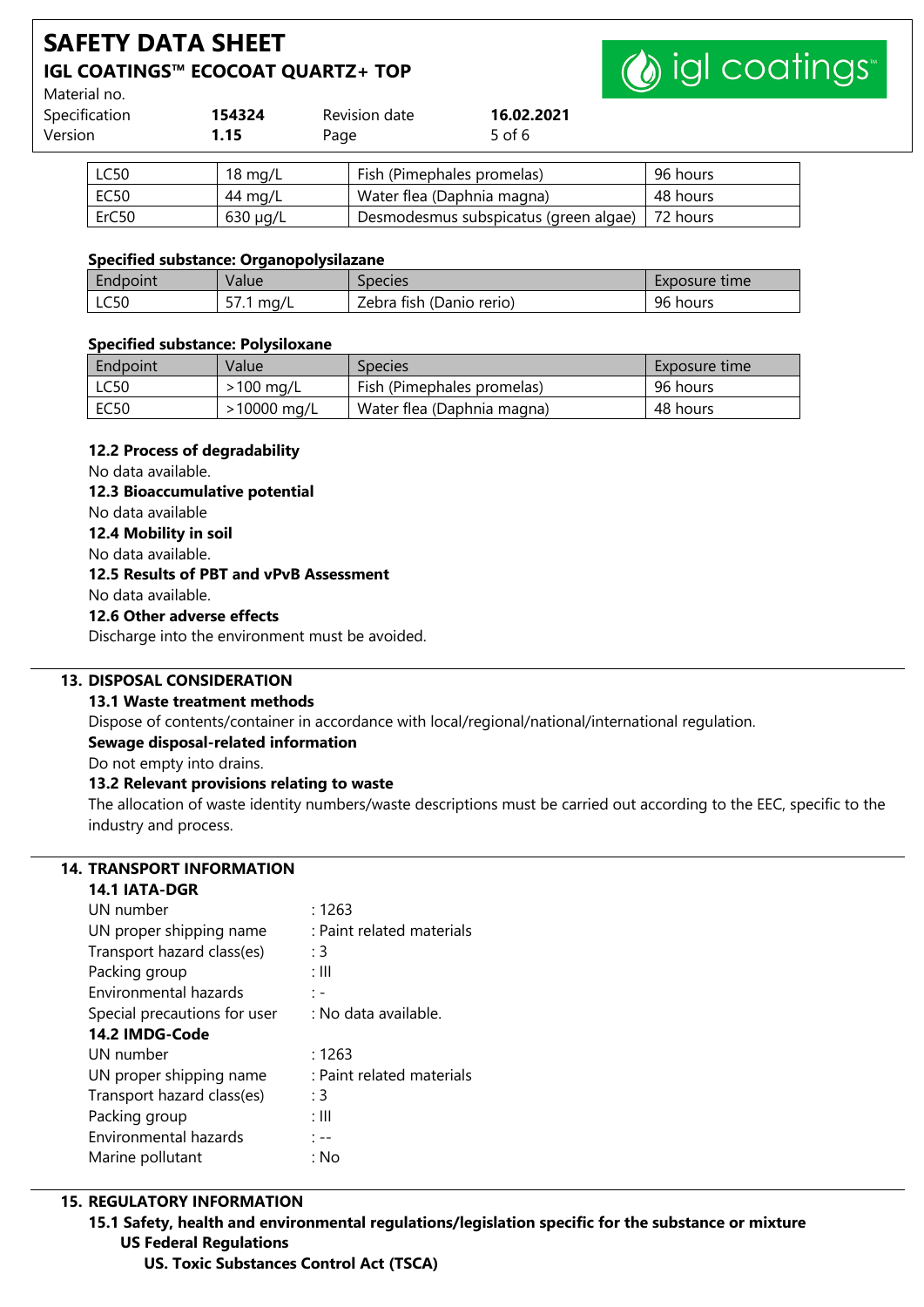| | | | |
|---|---|---|---|
| LC50 | 18 mg/L | Fish (Pimephales promelas) | 96 hours |
| EC50 | 44 mg/L | Water flea (Daphnia magna) | 48 hours |
| ErC50 | 630 µg/L | Desmodesmus subspicatus (green algae) | 72 hours |

**Specified substance: Organopolysilazane**

| Endpoint | Value | Species | Exposure time |
|---|---|---|---|
| LC50 | 57.1 mg/L | Zebra fish (Danio rerio) | 96 hours |

**Specified substance: Polysiloxane**

| Endpoint | Value | Species | Exposure time |
|---|---|---|---|
| LC50 | >100 mg/L | Fish (Pimephales promelas) | 96 hours |
| EC50 | >10000 mg/L | Water flea (Daphnia magna) | 48 hours |

**12.2 Process of degradability**

No data available.

**12.3 Bioaccumulative potential**

No data available

**12.4 Mobility in soil**

No data available.

**12.5 Results of PBT and vPvB Assessment**

No data available.

**12.6 Other adverse effects**

Discharge into the environment must be avoided.

## 13. DISPOSAL CONSIDERATION

**13.1 Waste treatment methods**

Dispose of contents/container in accordance with local/regional/national/international regulation.

**Sewage disposal-related information**

Do not empty into drains.

**13.2 Relevant provisions relating to waste**

The allocation of waste identity numbers/waste descriptions must be carried out according to the EEC, specific to the industry and process.

## 14. TRANSPORT INFORMATION

**14.1 IATA-DGR**

| | |
|---|---|
| UN number | : 1263 |
| UN proper shipping name | : Paint related materials |
| Transport hazard class(es) | : 3 |
| Packing group | : III |
| Environmental hazards | : - |
| Special precautions for user | : No data available. |

**14.2 IMDG-Code**

| | |
|---|---|
| UN number | : 1263 |
| UN proper shipping name | : Paint related materials |
| Transport hazard class(es) | : 3 |
| Packing group | : III |
| Environmental hazards | : -- |
| Marine pollutant | : No |

## 15. REGULATORY INFORMATION

**15.1 Safety, health and environmental regulations/legislation specific for the substance or mixture**

**US Federal Regulations**

**US. Toxic Substances Control Act (TSCA)**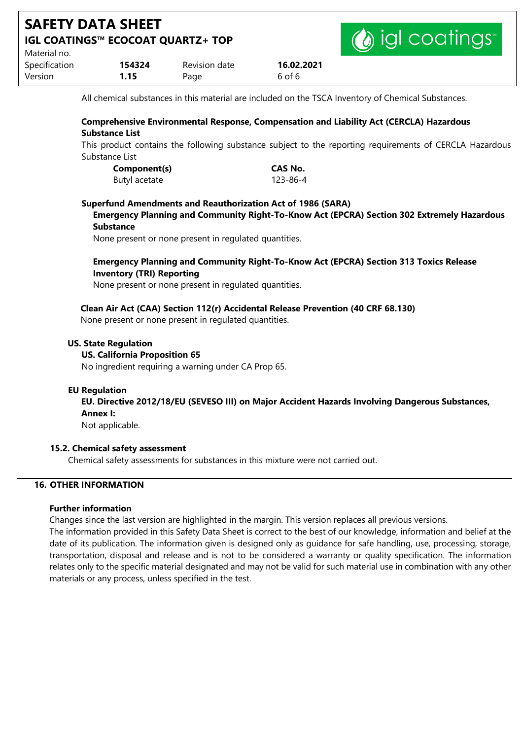All chemical substances in this material are included on the TSCA Inventory of Chemical Substances.

**Comprehensive Environmental Response, Compensation and Liability Act (CERCLA) Hazardous Substance List**

This product contains the following substance subject to the reporting requirements of CERCLA Hazardous Substance List

| Component(s) | CAS No. |
|---|---|
| Butyl acetate | 123-86-4 |

**Superfund Amendments and Reauthorization Act of 1986 (SARA)**

**Emergency Planning and Community Right-To-Know Act (EPCRA) Section 302 Extremely Hazardous Substance**

None present or none present in regulated quantities.

**Emergency Planning and Community Right-To-Know Act (EPCRA) Section 313 Toxics Release Inventory (TRI) Reporting**

None present or none present in regulated quantities.

**Clean Air Act (CAA) Section 112(r) Accidental Release Prevention (40 CRF 68.130)**

None present or none present in regulated quantities.

**US. State Regulation**

**US. California Proposition 65**

No ingredient requiring a warning under CA Prop 65.

**EU Regulation**

**EU. Directive 2012/18/EU (SEVESO III) on Major Accident Hazards Involving Dangerous Substances, Annex I:**

Not applicable.

### 15.2. Chemical safety assessment

Chemical safety assessments for substances in this mixture were not carried out.

## 16. OTHER INFORMATION

**Further information**

Changes since the last version are highlighted in the margin. This version replaces all previous versions.

The information provided in this Safety Data Sheet is correct to the best of our knowledge, information and belief at the date of its publication. The information given is designed only as guidance for safe handling, use, processing, storage, transportation, disposal and release and is not to be considered a warranty or quality specification. The information relates only to the specific material designated and may not be valid for such material use in combination with any other materials or any process, unless specified in the test.